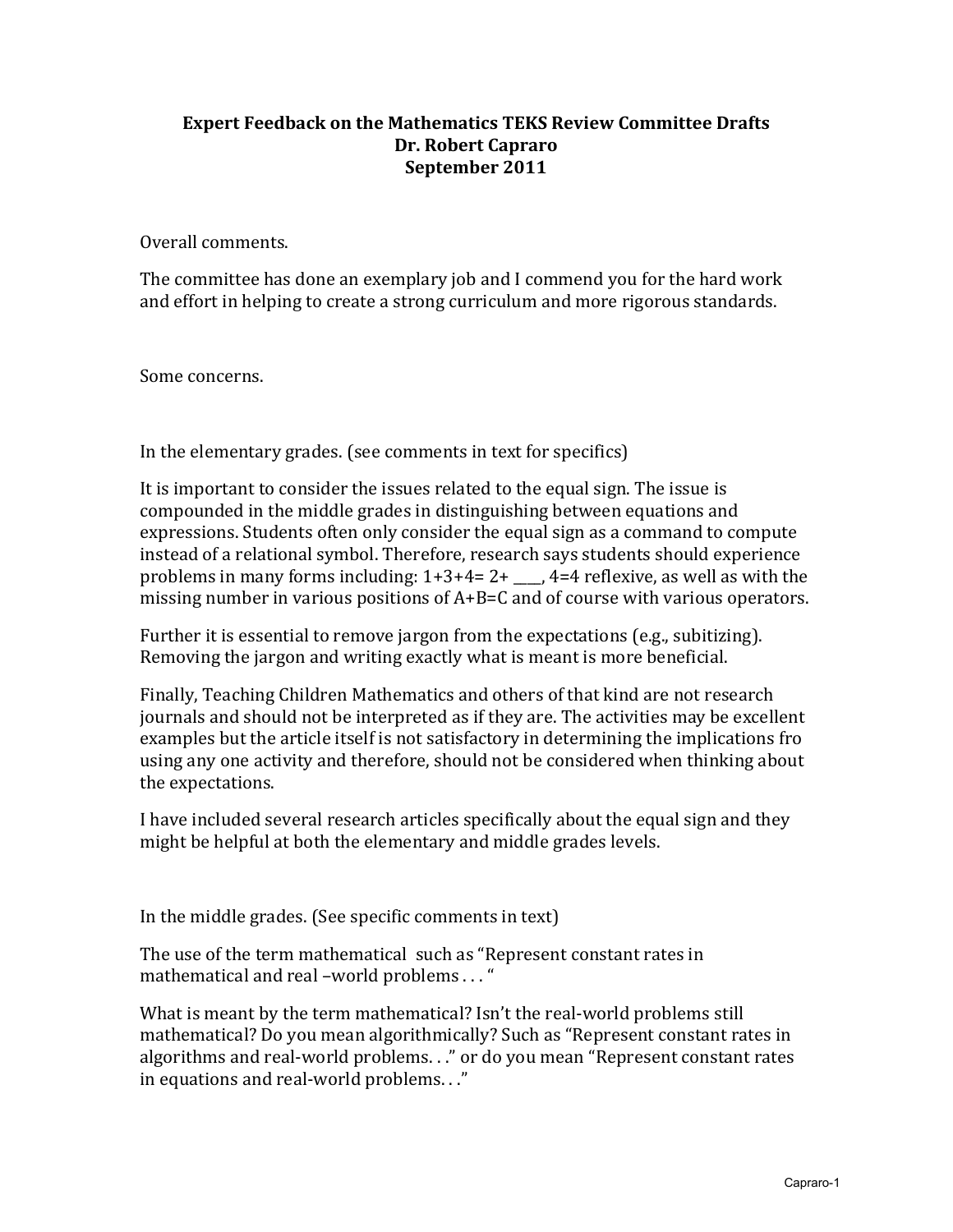**Expert Feedback on the Mathematics TEKS Review Committee Drafts**
**Dr. Robert Capraro**
**September 2011**

Overall comments.

The committee has done an exemplary job and I commend you for the hard work and effort in helping to create a strong curriculum and more rigorous standards.

Some concerns.

In the elementary grades. (see comments in text for specifics)

It is important to consider the issues related to the equal sign. The issue is compounded in the middle grades in distinguishing between equations and expressions. Students often only consider the equal sign as a command to compute instead of a relational symbol. Therefore, research says students should experience problems in many forms including: 1+3+4= 2+ ____, 4=4 reflexive, as well as with the missing number in various positions of A+B=C and of course with various operators.

Further it is essential to remove jargon from the expectations (e.g., subitizing). Removing the jargon and writing exactly what is meant is more beneficial.

Finally, Teaching Children Mathematics and others of that kind are not research journals and should not be interpreted as if they are. The activities may be excellent examples but the article itself is not satisfactory in determining the implications fro using any one activity and therefore, should not be considered when thinking about the expectations.

I have included several research articles specifically about the equal sign and they might be helpful at both the elementary and middle grades levels.

In the middle grades. (See specific comments in text)

The use of the term mathematical such as "Represent constant rates in mathematical and real –world problems . . . "

What is meant by the term mathematical? Isn't the real-world problems still mathematical? Do you mean algorithmically? Such as "Represent constant rates in algorithms and real-world problems. . ." or do you mean "Represent constant rates in equations and real-world problems. . ."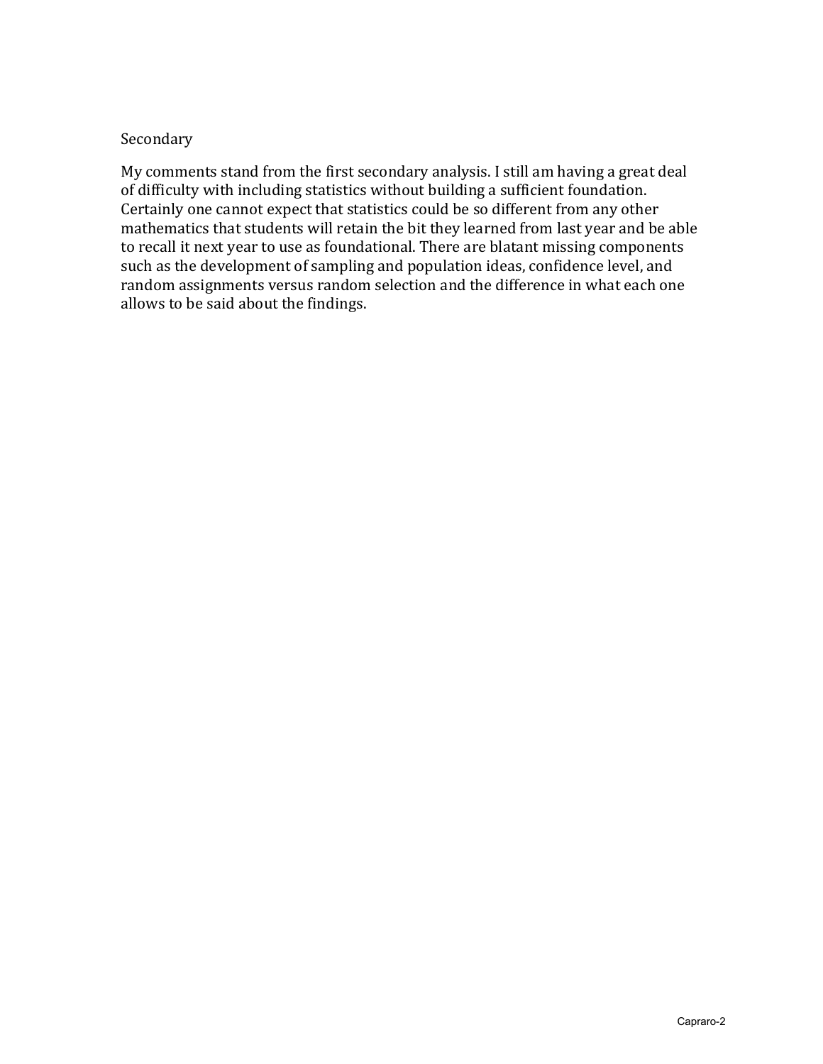Secondary

My comments stand from the first secondary analysis. I still am having a great deal of difficulty with including statistics without building a sufficient foundation. Certainly one cannot expect that statistics could be so different from any other mathematics that students will retain the bit they learned from last year and be able to recall it next year to use as foundational. There are blatant missing components such as the development of sampling and population ideas, confidence level, and random assignments versus random selection and the difference in what each one allows to be said about the findings.